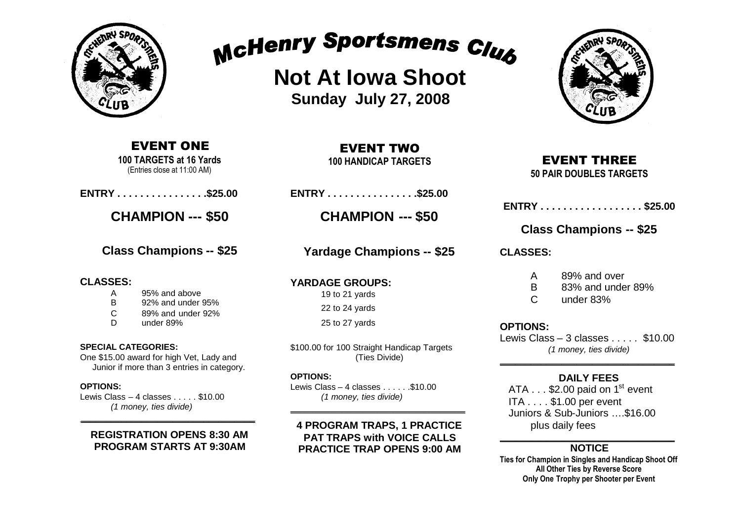# McHenry Sportsmens Club

## Not At Iowa Shoot

**Sunday July 27, 2008**

### EVENT ONE

**100 TARGETS at 16 Yards**
(Entries close at 11:00 AM)

**ENTRY . . . . . . . . . . . . . . . .$25.00**

**CHAMPION --- $50**

**Class Champions -- $25**

**CLASSES:**

| | |
|---|---|
| A | 95% and above |
| B | 92% and under 95% |
| C | 89% and under 92% |
| D | under 89% |

**SPECIAL CATEGORIES:**
One $15.00 award for high Vet, Lady and Junior if more than 3 entries in category.

**OPTIONS:**
Lewis Class – 4 classes . . . . . $10.00
*(1 money, ties divide)*

**REGISTRATION OPENS 8:30 AM**
**PROGRAM STARTS AT 9:30AM**

### EVENT TWO

**100 HANDICAP TARGETS**

**ENTRY . . . . . . . . . . . . . . . .$25.00**

**CHAMPION --- $50**

**Yardage Champions -- $25**

**YARDAGE GROUPS:**

19 to 21 yards
22 to 24 yards
25 to 27 yards

$100.00 for 100 Straight Handicap Targets (Ties Divide)

**OPTIONS:**
Lewis Class – 4 classes . . . . . .$10.00
*(1 money, ties divide)*

**4 PROGRAM TRAPS, 1 PRACTICE**
**PAT TRAPS with VOICE CALLS**
**PRACTICE TRAP OPENS 9:00 AM**

### EVENT THREE

**50 PAIR DOUBLES TARGETS**

**ENTRY . . . . . . . . . . . . . . . . . . $25.00**

**Class Champions -- $25**

**CLASSES:**

| | |
|---|---|
| A | 89% and over |
| B | 83% and under 89% |
| C | under 83% |

**OPTIONS:**
Lewis Class – 3 classes . . . . . $10.00
*(1 money, ties divide)*

**DAILY FEES**

ATA . . . $2.00 paid on 1st event
ITA . . . . $1.00 per event
Juniors & Sub-Juniors ….$16.00 plus daily fees

**NOTICE**

**Ties for Champion in Singles and Handicap Shoot Off**
**All Other Ties by Reverse Score**
**Only One Trophy per Shooter per Event**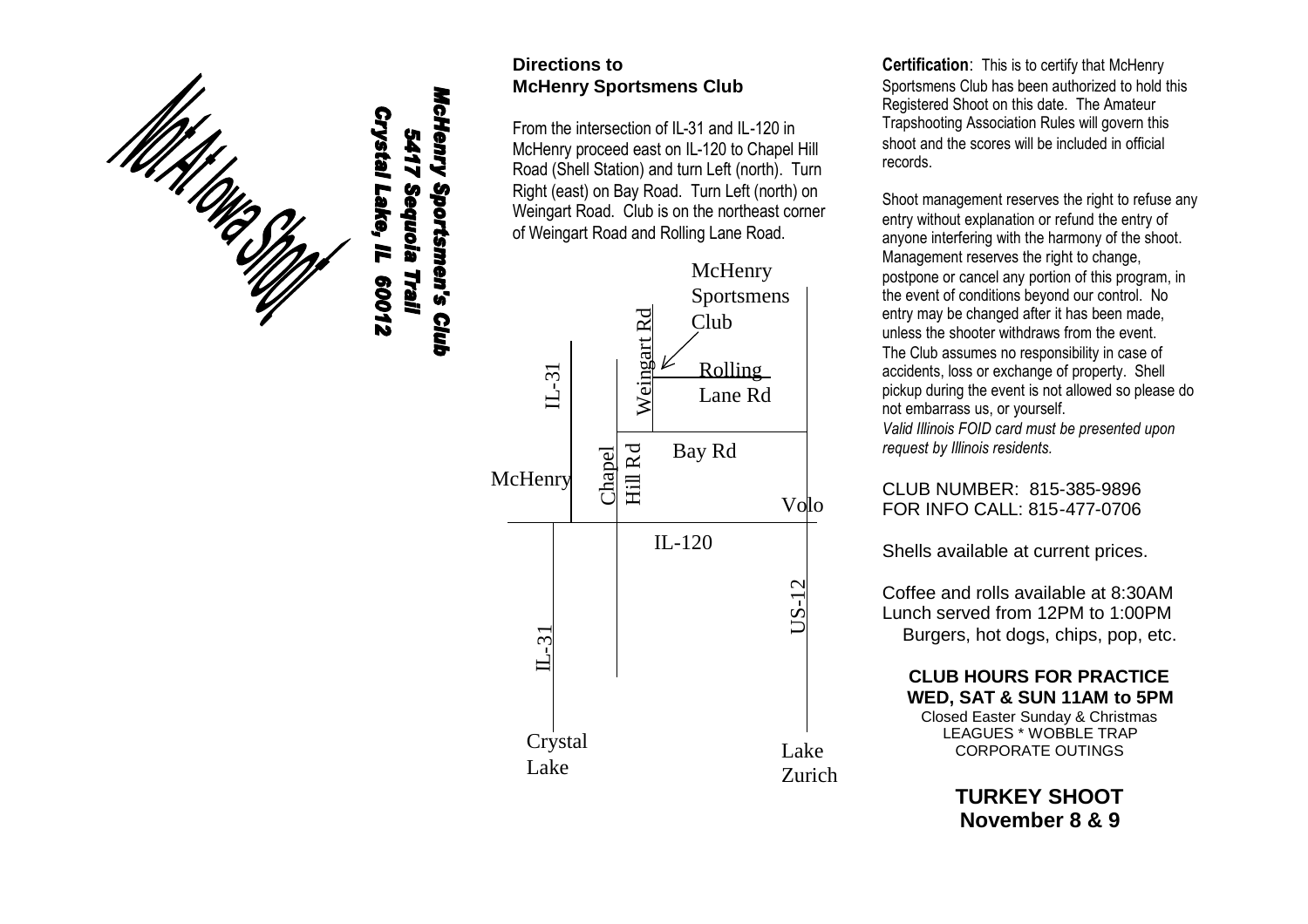No! At Iowa Shoot!

***McHenry Sportsmen's Club***
***5417 Sequoia Trail***
***Crystal Lake, IL 60012***

**Directions to McHenry Sportsmens Club**

From the intersection of IL-31 and IL-120 in McHenry proceed east on IL-120 to Chapel Hill Road (Shell Station) and turn Left (north). Turn Right (east) on Bay Road. Turn Left (north) on Weingart Road. Club is on the northeast corner of Weingart Road and Rolling Lane Road.

McHenry Sportsmens Club
Weingart Rd
Rolling Lane Rd
IL-31
Bay Rd
Chapel Hill Rd
McHenry
Volo
IL-120
US-12
IL-31
Crystal Lake
Lake Zurich

**Certification**: This is to certify that McHenry Sportsmens Club has been authorized to hold this Registered Shoot on this date. The Amateur Trapshooting Association Rules will govern this shoot and the scores will be included in official records.

Shoot management reserves the right to refuse any entry without explanation or refund the entry of anyone interfering with the harmony of the shoot. Management reserves the right to change, postpone or cancel any portion of this program, in the event of conditions beyond our control. No entry may be changed after it has been made, unless the shooter withdraws from the event. The Club assumes no responsibility in case of accidents, loss or exchange of property. Shell pickup during the event is not allowed so please do not embarrass us, or yourself.
*Valid Illinois FOID card must be presented upon request by Illinois residents.*

CLUB NUMBER: 815-385-9896
FOR INFO CALL: 815-477-0706

Shells available at current prices.

Coffee and rolls available at 8:30AM
Lunch served from 12PM to 1:00PM
Burgers, hot dogs, chips, pop, etc.

**CLUB HOURS FOR PRACTICE**
**WED, SAT & SUN 11AM to 5PM**
Closed Easter Sunday & Christmas
LEAGUES * WOBBLE TRAP
CORPORATE OUTINGS

**TURKEY SHOOT**
**November 8 & 9**